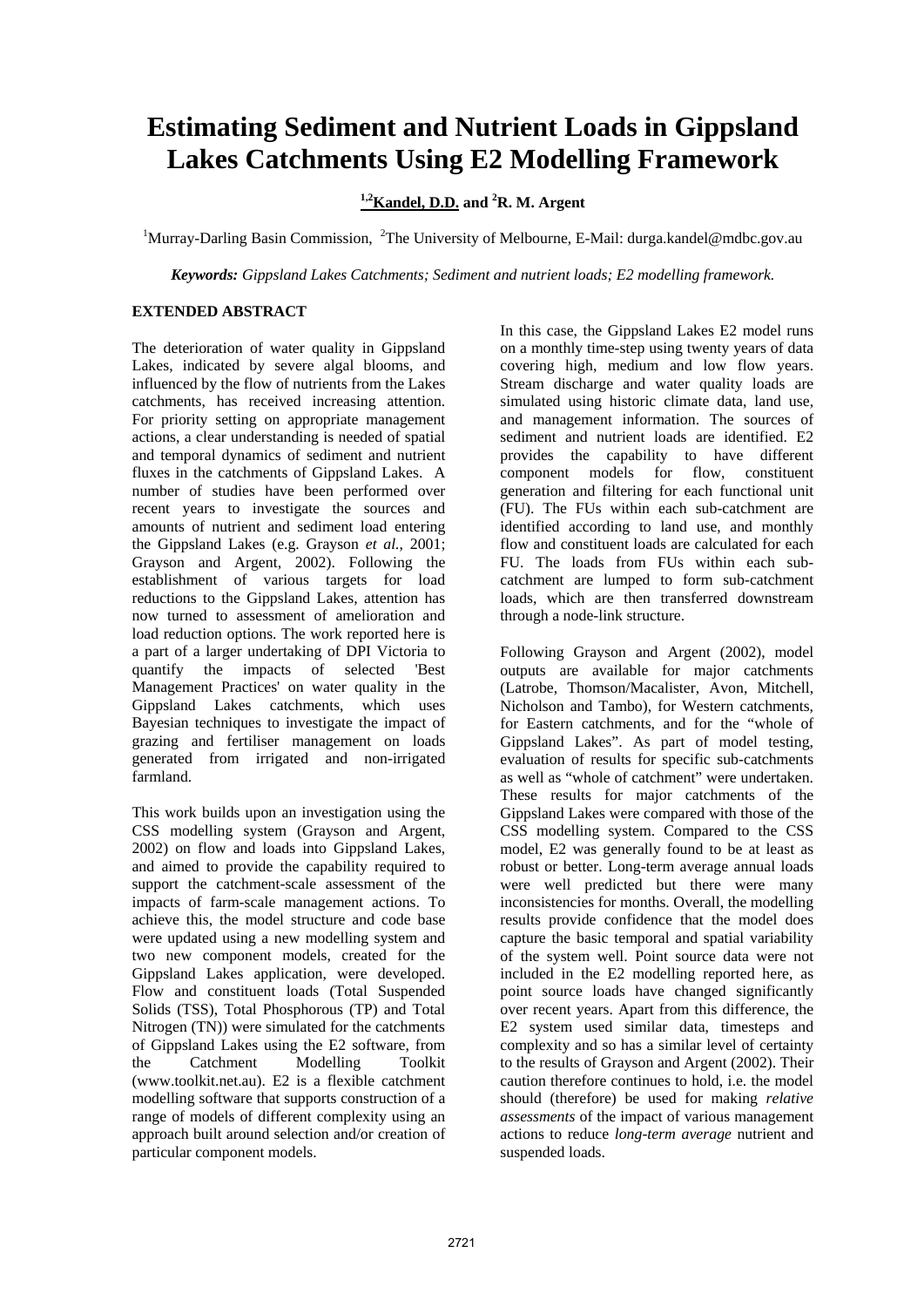# Estimating Sediment and Nutrient Loads in Gippsland Lakes Catchments Using E2 Modelling Framework

[1,2]**Kandel, D.D.** and [2]**R. M. Argent**

[1]Murray-Darling Basin Commission, [2]The University of Melbourne, E-Mail: durga.kandel@mdbc.gov.au

***Keywords:*** *Gippsland Lakes Catchments; Sediment and nutrient loads; E2 modelling framework.*

## EXTENDED ABSTRACT

The deterioration of water quality in Gippsland Lakes, indicated by severe algal blooms, and influenced by the flow of nutrients from the Lakes catchments, has received increasing attention. For priority setting on appropriate management actions, a clear understanding is needed of spatial and temporal dynamics of sediment and nutrient fluxes in the catchments of Gippsland Lakes. A number of studies have been performed over recent years to investigate the sources and amounts of nutrient and sediment load entering the Gippsland Lakes (e.g. Grayson *et al.*, 2001; Grayson and Argent, 2002). Following the establishment of various targets for load reductions to the Gippsland Lakes, attention has now turned to assessment of amelioration and load reduction options. The work reported here is a part of a larger undertaking of DPI Victoria to quantify the impacts of selected 'Best Management Practices' on water quality in the Gippsland Lakes catchments, which uses Bayesian techniques to investigate the impact of grazing and fertiliser management on loads generated from irrigated and non-irrigated farmland.

This work builds upon an investigation using the CSS modelling system (Grayson and Argent, 2002) on flow and loads into Gippsland Lakes, and aimed to provide the capability required to support the catchment-scale assessment of the impacts of farm-scale management actions. To achieve this, the model structure and code base were updated using a new modelling system and two new component models, created for the Gippsland Lakes application, were developed. Flow and constituent loads (Total Suspended Solids (TSS), Total Phosphorous (TP) and Total Nitrogen (TN)) were simulated for the catchments of Gippsland Lakes using the E2 software, from the Catchment Modelling Toolkit (www.toolkit.net.au). E2 is a flexible catchment modelling software that supports construction of a range of models of different complexity using an approach built around selection and/or creation of particular component models.

In this case, the Gippsland Lakes E2 model runs on a monthly time-step using twenty years of data covering high, medium and low flow years. Stream discharge and water quality loads are simulated using historic climate data, land use, and management information. The sources of sediment and nutrient loads are identified. E2 provides the capability to have different component models for flow, constituent generation and filtering for each functional unit (FU). The FUs within each sub-catchment are identified according to land use, and monthly flow and constituent loads are calculated for each FU. The loads from FUs within each sub-catchment are lumped to form sub-catchment loads, which are then transferred downstream through a node-link structure.

Following Grayson and Argent (2002), model outputs are available for major catchments (Latrobe, Thomson/Macalister, Avon, Mitchell, Nicholson and Tambo), for Western catchments, for Eastern catchments, and for the "whole of Gippsland Lakes". As part of model testing, evaluation of results for specific sub-catchments as well as "whole of catchment" were undertaken. These results for major catchments of the Gippsland Lakes were compared with those of the CSS modelling system. Compared to the CSS model, E2 was generally found to be at least as robust or better. Long-term average annual loads were well predicted but there were many inconsistencies for months. Overall, the modelling results provide confidence that the model does capture the basic temporal and spatial variability of the system well. Point source data were not included in the E2 modelling reported here, as point source loads have changed significantly over recent years. Apart from this difference, the E2 system used similar data, timesteps and complexity and so has a similar level of certainty to the results of Grayson and Argent (2002). Their caution therefore continues to hold, i.e. the model should (therefore) be used for making *relative assessments* of the impact of various management actions to reduce *long-term average* nutrient and suspended loads.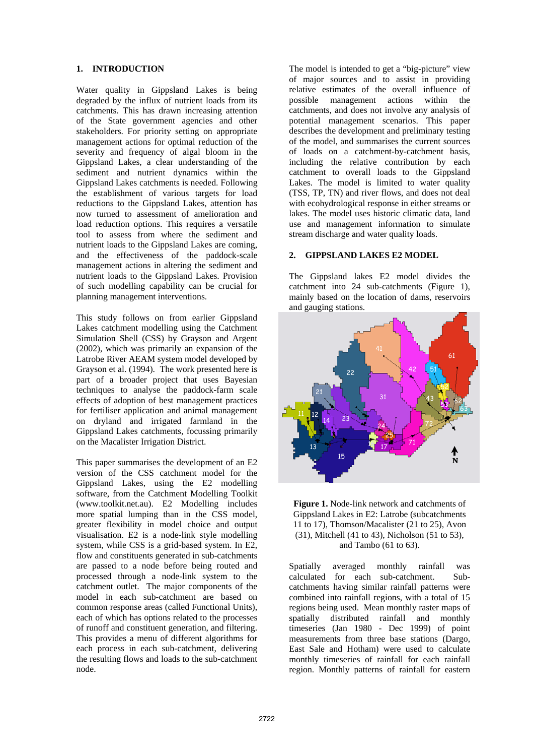## 1. INTRODUCTION

Water quality in Gippsland Lakes is being degraded by the influx of nutrient loads from its catchments. This has drawn increasing attention of the State government agencies and other stakeholders. For priority setting on appropriate management actions for optimal reduction of the severity and frequency of algal bloom in the Gippsland Lakes, a clear understanding of the sediment and nutrient dynamics within the Gippsland Lakes catchments is needed. Following the establishment of various targets for load reductions to the Gippsland Lakes, attention has now turned to assessment of amelioration and load reduction options. This requires a versatile tool to assess from where the sediment and nutrient loads to the Gippsland Lakes are coming, and the effectiveness of the paddock-scale management actions in altering the sediment and nutrient loads to the Gippsland Lakes. Provision of such modelling capability can be crucial for planning management interventions.

This study follows on from earlier Gippsland Lakes catchment modelling using the Catchment Simulation Shell (CSS) by Grayson and Argent (2002), which was primarily an expansion of the Latrobe River AEAM system model developed by Grayson et al. (1994). The work presented here is part of a broader project that uses Bayesian techniques to analyse the paddock-farm scale effects of adoption of best management practices for fertiliser application and animal management on dryland and irrigated farmland in the Gippsland Lakes catchments, focussing primarily on the Macalister Irrigation District.

This paper summarises the development of an E2 version of the CSS catchment model for the Gippsland Lakes, using the E2 modelling software, from the Catchment Modelling Toolkit (www.toolkit.net.au). E2 Modelling includes more spatial lumping than in the CSS model, greater flexibility in model choice and output visualisation. E2 is a node-link style modelling system, while CSS is a grid-based system. In E2, flow and constituents generated in sub-catchments are passed to a node before being routed and processed through a node-link system to the catchment outlet. The major components of the model in each sub-catchment are based on common response areas (called Functional Units), each of which has options related to the processes of runoff and constituent generation, and filtering. This provides a menu of different algorithms for each process in each sub-catchment, delivering the resulting flows and loads to the sub-catchment node.

The model is intended to get a "big-picture" view of major sources and to assist in providing relative estimates of the overall influence of possible management actions within the catchments, and does not involve any analysis of potential management scenarios. This paper describes the development and preliminary testing of the model, and summarises the current sources of loads on a catchment-by-catchment basis, including the relative contribution by each catchment to overall loads to the Gippsland Lakes. The model is limited to water quality (TSS, TP, TN) and river flows, and does not deal with ecohydrological response in either streams or lakes. The model uses historic climatic data, land use and management information to simulate stream discharge and water quality loads.

## 2. GIPPSLAND LAKES E2 MODEL

The Gippsland lakes E2 model divides the catchment into 24 sub-catchments (Figure 1), mainly based on the location of dams, reservoirs and gauging stations.

**Figure 1.** Node-link network and catchments of Gippsland Lakes in E2: Latrobe (subcatchments 11 to 17), Thomson/Macalister (21 to 25), Avon (31), Mitchell (41 to 43), Nicholson (51 to 53), and Tambo (61 to 63).

Spatially averaged monthly rainfall was calculated for each sub-catchment. Sub-catchments having similar rainfall patterns were combined into rainfall regions, with a total of 15 regions being used. Mean monthly raster maps of spatially distributed rainfall and monthly timeseries (Jan 1980 - Dec 1999) of point measurements from three base stations (Dargo, East Sale and Hotham) were used to calculate monthly timeseries of rainfall for each rainfall region. Monthly patterns of rainfall for eastern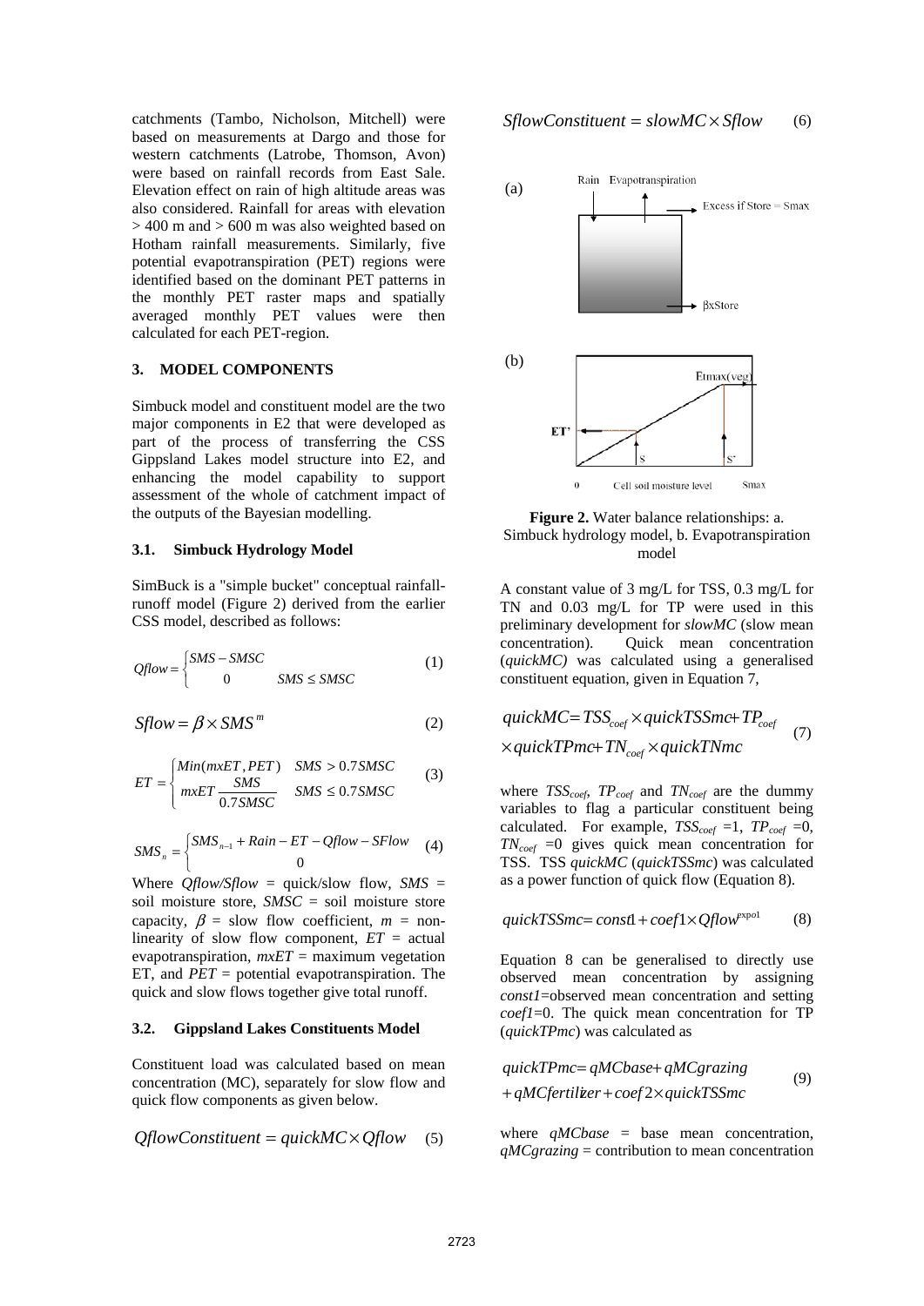catchments (Tambo, Nicholson, Mitchell) were based on measurements at Dargo and those for western catchments (Latrobe, Thomson, Avon) were based on rainfall records from East Sale. Elevation effect on rain of high altitude areas was also considered. Rainfall for areas with elevation > 400 m and > 600 m was also weighted based on Hotham rainfall measurements. Similarly, five potential evapotranspiration (PET) regions were identified based on the dominant PET patterns in the monthly PET raster maps and spatially averaged monthly PET values were then calculated for each PET-region.

## 3. MODEL COMPONENTS

Simbuck model and constituent model are the two major components in E2 that were developed as part of the process of transferring the CSS Gippsland Lakes model structure into E2, and enhancing the model capability to support assessment of the whole of catchment impact of the outputs of the Bayesian modelling.

### 3.1. Simbuck Hydrology Model

SimBuck is a "simple bucket" conceptual rainfall-runoff model (Figure 2) derived from the earlier CSS model, described as follows:

$$Qflow = \begin{cases} SMS - SMSC & \\ 0 & SMS \le SMSC \end{cases} \tag{1}$$

$$Sflow = \beta \times SMS^{m} \tag{2}$$

$$ET = \begin{cases} Min(mxET, PET) & SMS > 0.7SMSC \\ mxET \dfrac{SMS}{0.7SMSC} & SMS \le 0.7SMSC \end{cases} \tag{3}$$

$$SMS_{n} = \begin{cases} SMS_{n-1} + Rain - ET - Qflow - SFlow \\ 0 \end{cases} \tag{4}$$

Where $Qflow/Sflow$ = quick/slow flow, $SMS$ = soil moisture store, $SMSC$ = soil moisture store capacity, $\beta$ = slow flow coefficient, $m$ = non-linearity of slow flow component, $ET$ = actual evapotranspiration, $mxET$ = maximum vegetation ET, and $PET$ = potential evapotranspiration. The quick and slow flows together give total runoff.

### 3.2. Gippsland Lakes Constituents Model

Constituent load was calculated based on mean concentration (MC), separately for slow flow and quick flow components as given below.

$$QflowConstituent = quickMC \times Qflow \tag{5}$$

$$SflowConstituent = slowMC \times Sflow \tag{6}$$

(a)

Rain Evapotranspiration

Excess if Store = Smax

βxStore

(b)

Etmax(veg)

ET'

S

S'

0 Cell soil moisture level Smax

**Figure 2.** Water balance relationships: a. Simbuck hydrology model, b. Evapotranspiration model

A constant value of 3 mg/L for TSS, 0.3 mg/L for TN and 0.03 mg/L for TP were used in this preliminary development for *slowMC* (slow mean concentration). Quick mean concentration (*quickMC)* was calculated using a generalised constituent equation, given in Equation 7,

$$quickMC = TSS_{coef} \times quickTSSmc + TP_{coef} \times quickTPmc + TN_{coef} \times quickTNmc \tag{7}$$

where $TSS_{coef}$, $TP_{coef}$ and $TN_{coef}$ are the dummy variables to flag a particular constituent being calculated. For example, $TSS_{coef} = 1$, $TP_{coef} = 0$, $TN_{coef} = 0$ gives quick mean concentration for TSS. TSS *quickMC* (*quickTSSmc*) was calculated as a power function of quick flow (Equation 8).

$$quickTSSmc = const1 + coef1 \times Qflow^{expo1} \tag{8}$$

Equation 8 can be generalised to directly use observed mean concentration by assigning *const1*=observed mean concentration and setting *coef1*=0. The quick mean concentration for TP (*quickTPmc*) was calculated as

$$quickTPmc = qMCbase + qMCgrazing + qMCfertilizer + coef2 \times quickTSSmc \tag{9}$$

where *qMCbase* = base mean concentration, *qMCgrazing* = contribution to mean concentration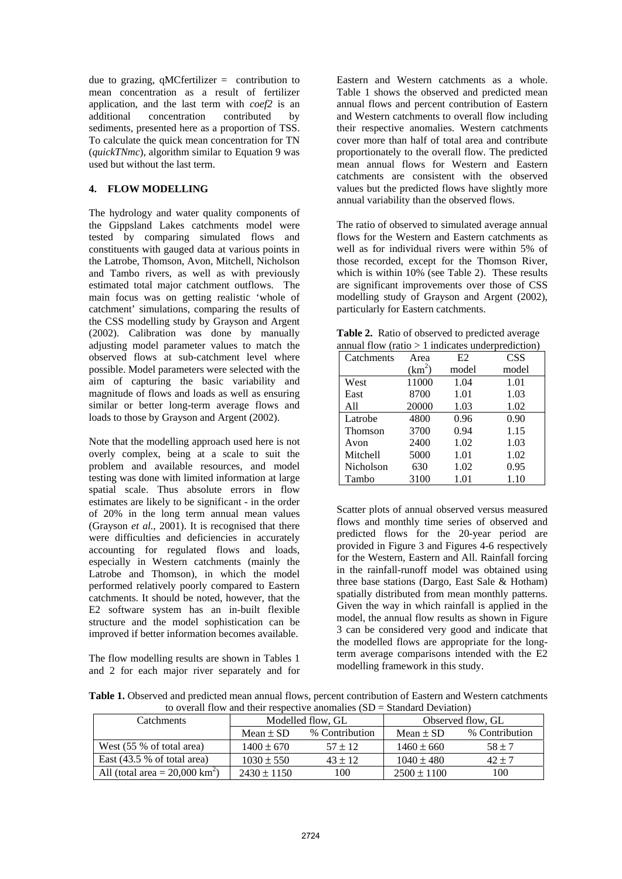due to grazing, qMCfertilizer = contribution to mean concentration as a result of fertilizer application, and the last term with *coef2* is an additional concentration contributed by sediments, presented here as a proportion of TSS. To calculate the quick mean concentration for TN (*quickTNmc*), algorithm similar to Equation 9 was used but without the last term.

## 4. FLOW MODELLING

The hydrology and water quality components of the Gippsland Lakes catchments model were tested by comparing simulated flows and constituents with gauged data at various points in the Latrobe, Thomson, Avon, Mitchell, Nicholson and Tambo rivers, as well as with previously estimated total major catchment outflows. The main focus was on getting realistic 'whole of catchment' simulations, comparing the results of the CSS modelling study by Grayson and Argent (2002). Calibration was done by manually adjusting model parameter values to match the observed flows at sub-catchment level where possible. Model parameters were selected with the aim of capturing the basic variability and magnitude of flows and loads as well as ensuring similar or better long-term average flows and loads to those by Grayson and Argent (2002).

Note that the modelling approach used here is not overly complex, being at a scale to suit the problem and available resources, and model testing was done with limited information at large spatial scale. Thus absolute errors in flow estimates are likely to be significant - in the order of 20% in the long term annual mean values (Grayson *et al.*, 2001). It is recognised that there were difficulties and deficiencies in accurately accounting for regulated flows and loads, especially in Western catchments (mainly the Latrobe and Thomson), in which the model performed relatively poorly compared to Eastern catchments. It should be noted, however, that the E2 software system has an in-built flexible structure and the model sophistication can be improved if better information becomes available.

The flow modelling results are shown in Tables 1 and 2 for each major river separately and for Eastern and Western catchments as a whole. Table 1 shows the observed and predicted mean annual flows and percent contribution of Eastern and Western catchments to overall flow including their respective anomalies. Western catchments cover more than half of total area and contribute proportionately to the overall flow. The predicted mean annual flows for Western and Eastern catchments are consistent with the observed values but the predicted flows have slightly more annual variability than the observed flows.

The ratio of observed to simulated average annual flows for the Western and Eastern catchments as well as for individual rivers were within 5% of those recorded, except for the Thomson River, which is within 10% (see Table 2). These results are significant improvements over those of CSS modelling study of Grayson and Argent (2002), particularly for Eastern catchments.

**Table 2.** Ratio of observed to predicted average annual flow (ratio > 1 indicates underprediction)

| Catchments | Area ($km^2$) | E2 model | CSS model |
|---|---|---|---|
| West | 11000 | 1.04 | 1.01 |
| East | 8700 | 1.01 | 1.03 |
| All | 20000 | 1.03 | 1.02 |
| Latrobe | 4800 | 0.96 | 0.90 |
| Thomson | 3700 | 0.94 | 1.15 |
| Avon | 2400 | 1.02 | 1.03 |
| Mitchell | 5000 | 1.01 | 1.02 |
| Nicholson | 630 | 1.02 | 0.95 |
| Tambo | 3100 | 1.01 | 1.10 |

Scatter plots of annual observed versus measured flows and monthly time series of observed and predicted flows for the 20-year period are provided in Figure 3 and Figures 4-6 respectively for the Western, Eastern and All. Rainfall forcing in the rainfall-runoff model was obtained using three base stations (Dargo, East Sale & Hotham) spatially distributed from mean monthly patterns. Given the way in which rainfall is applied in the model, the annual flow results as shown in Figure 3 can be considered very good and indicate that the modelled flows are appropriate for the long-term average comparisons intended with the E2 modelling framework in this study.

**Table 1.** Observed and predicted mean annual flows, percent contribution of Eastern and Western catchments to overall flow and their respective anomalies (SD = Standard Deviation)

| Catchments | Modelled flow, GL | | Observed flow, GL | |
|---|---|---|---|---|
| | Mean ± SD | % Contribution | Mean ± SD | % Contribution |
| West (55 % of total area) | 1400 ± 670 | 57 ± 12 | 1460 ± 660 | 58 ± 7 |
| East (43.5 % of total area) | 1030 ± 550 | 43 ± 12 | 1040 ± 480 | 42 ± 7 |
| All (total area = 20,000 $km^2$) | 2430 ± 1150 | 100 | 2500 ± 1100 | 100 |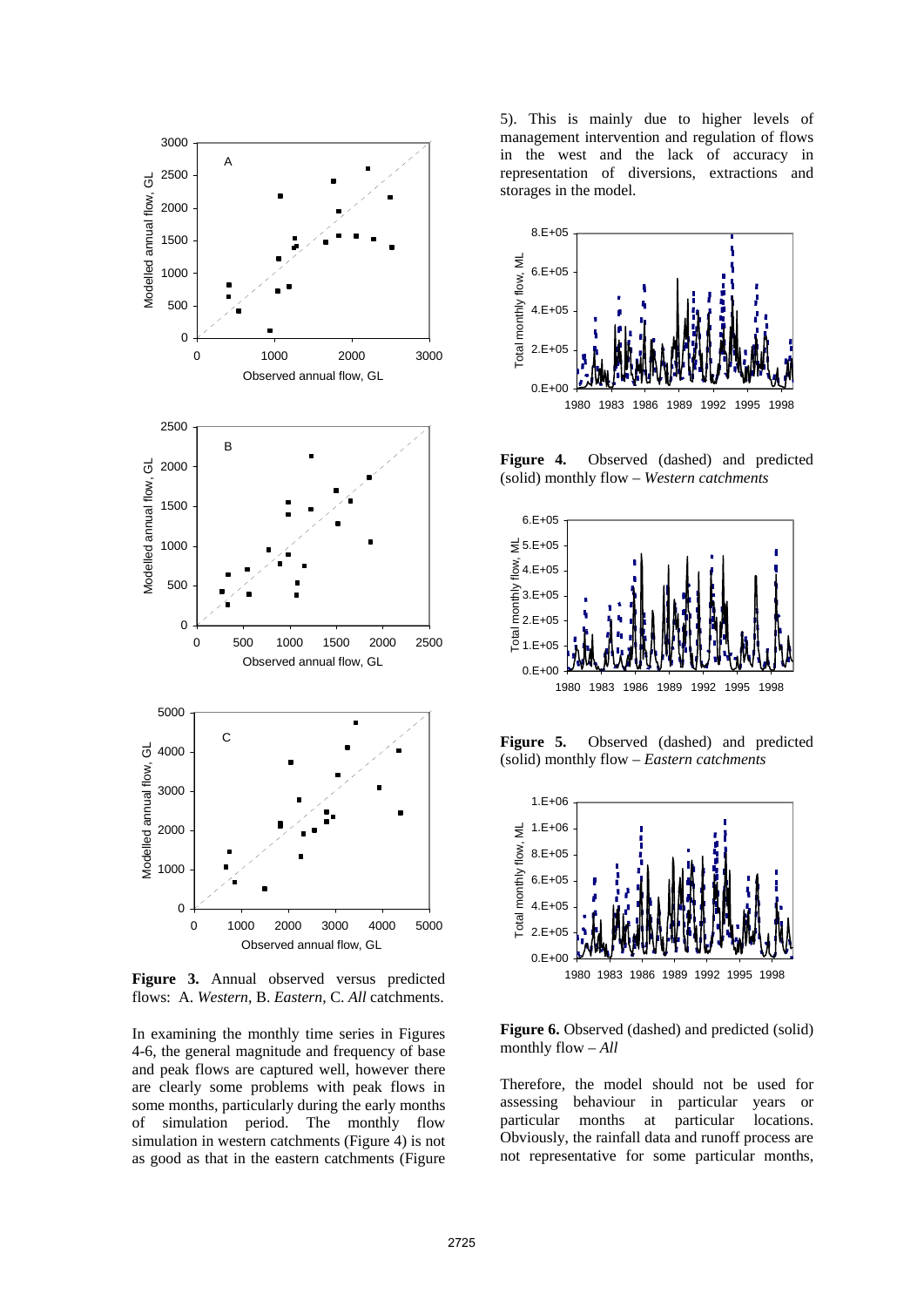A

3000
2500
2000
1500
1000
500
0

Modelled annual flow, GL

0 1000 2000 3000

Observed annual flow, GL

B

2500
2000
1500
1000
500
0

Modelled annual flow, GL

0 500 1000 1500 2000 2500

Observed annual flow, GL

C

5000
4000
3000
2000
1000
0

Modelled annual flow, GL

0 1000 2000 3000 4000 5000

Observed annual flow, GL

**Figure 3.** Annual observed versus predicted flows: A. *Western*, B. *Eastern*, C. *All* catchments.

In examining the monthly time series in Figures 4-6, the general magnitude and frequency of base and peak flows are captured well, however there are clearly some problems with peak flows in some months, particularly during the early months of simulation period. The monthly flow simulation in western catchments (Figure 4) is not as good as that in the eastern catchments (Figure 5). This is mainly due to higher levels of management intervention and regulation of flows in the west and the lack of accuracy in representation of diversions, extractions and storages in the model.

8.E+05
6.E+05
4.E+05
2.E+05
0.E+00

Total monthly flow, ML

1980 1983 1986 1989 1992 1995 1998

**Figure 4.** Observed (dashed) and predicted (solid) monthly flow – *Western catchments*

6.E+05
5.E+05
4.E+05
3.E+05
2.E+05
1.E+05
0.E+00

Total monthly flow, ML

1980 1983 1986 1989 1992 1995 1998

**Figure 5.** Observed (dashed) and predicted (solid) monthly flow – *Eastern catchments*

1.E+06
1.E+06
8.E+05
6.E+05
4.E+05
2.E+05
0.E+00

Total monthly flow, ML

1980 1983 1986 1989 1992 1995 1998

**Figure 6.** Observed (dashed) and predicted (solid) monthly flow – *All*

Therefore, the model should not be used for assessing behaviour in particular years or particular months at particular locations. Obviously, the rainfall data and runoff process are not representative for some particular months,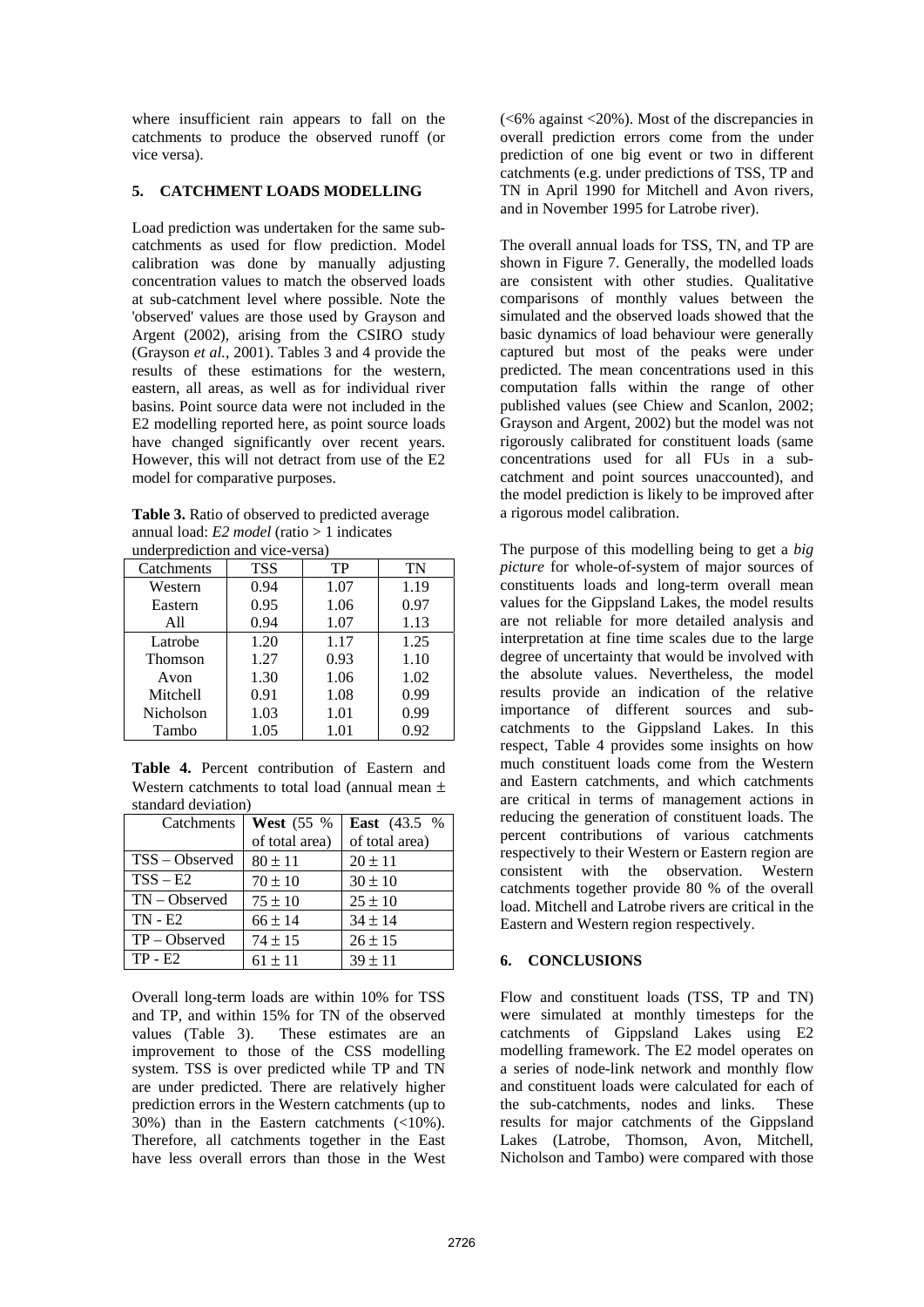where insufficient rain appears to fall on the catchments to produce the observed runoff (or vice versa).

## 5. CATCHMENT LOADS MODELLING

Load prediction was undertaken for the same sub-catchments as used for flow prediction. Model calibration was done by manually adjusting concentration values to match the observed loads at sub-catchment level where possible. Note the 'observed' values are those used by Grayson and Argent (2002), arising from the CSIRO study (Grayson *et al.*, 2001). Tables 3 and 4 provide the results of these estimations for the western, eastern, all areas, as well as for individual river basins. Point source data were not included in the E2 modelling reported here, as point source loads have changed significantly over recent years. However, this will not detract from use of the E2 model for comparative purposes.

**Table 3.** Ratio of observed to predicted average annual load: *E2 model* (ratio > 1 indicates underprediction and vice-versa)

| Catchments | TSS | TP | TN |
|---|---|---|---|
| Western | 0.94 | 1.07 | 1.19 |
| Eastern | 0.95 | 1.06 | 0.97 |
| All | 0.94 | 1.07 | 1.13 |
| Latrobe | 1.20 | 1.17 | 1.25 |
| Thomson | 1.27 | 0.93 | 1.10 |
| Avon | 1.30 | 1.06 | 1.02 |
| Mitchell | 0.91 | 1.08 | 0.99 |
| Nicholson | 1.03 | 1.01 | 0.99 |
| Tambo | 1.05 | 1.01 | 0.92 |

**Table 4.** Percent contribution of Eastern and Western catchments to total load (annual mean ± standard deviation)

| Catchments | **West** (55 % of total area) | **East** (43.5 % of total area) |
|---|---|---|
| TSS – Observed | 80 ± 11 | 20 ± 11 |
| TSS – E2 | 70 ± 10 | 30 ± 10 |
| TN – Observed | 75 ± 10 | 25 ± 10 |
| TN - E2 | 66 ± 14 | 34 ± 14 |
| TP – Observed | 74 ± 15 | 26 ± 15 |
| TP - E2 | 61 ± 11 | 39 ± 11 |

Overall long-term loads are within 10% for TSS and TP, and within 15% for TN of the observed values (Table 3). These estimates are an improvement to those of the CSS modelling system. TSS is over predicted while TP and TN are under predicted. There are relatively higher prediction errors in the Western catchments (up to 30%) than in the Eastern catchments (<10%). Therefore, all catchments together in the East have less overall errors than those in the West (<6% against <20%). Most of the discrepancies in overall prediction errors come from the under prediction of one big event or two in different catchments (e.g. under predictions of TSS, TP and TN in April 1990 for Mitchell and Avon rivers, and in November 1995 for Latrobe river).

The overall annual loads for TSS, TN, and TP are shown in Figure 7. Generally, the modelled loads are consistent with other studies. Qualitative comparisons of monthly values between the simulated and the observed loads showed that the basic dynamics of load behaviour were generally captured but most of the peaks were under predicted. The mean concentrations used in this computation falls within the range of other published values (see Chiew and Scanlon, 2002; Grayson and Argent, 2002) but the model was not rigorously calibrated for constituent loads (same concentrations used for all FUs in a sub-catchment and point sources unaccounted), and the model prediction is likely to be improved after a rigorous model calibration.

The purpose of this modelling being to get a *big picture* for whole-of-system of major sources of constituents loads and long-term overall mean values for the Gippsland Lakes, the model results are not reliable for more detailed analysis and interpretation at fine time scales due to the large degree of uncertainty that would be involved with the absolute values. Nevertheless, the model results provide an indication of the relative importance of different sources and sub-catchments to the Gippsland Lakes. In this respect, Table 4 provides some insights on how much constituent loads come from the Western and Eastern catchments, and which catchments are critical in terms of management actions in reducing the generation of constituent loads. The percent contributions of various catchments respectively to their Western or Eastern region are consistent with the observation. Western catchments together provide 80 % of the overall load. Mitchell and Latrobe rivers are critical in the Eastern and Western region respectively.

## 6. CONCLUSIONS

Flow and constituent loads (TSS, TP and TN) were simulated at monthly timesteps for the catchments of Gippsland Lakes using E2 modelling framework. The E2 model operates on a series of node-link network and monthly flow and constituent loads were calculated for each of the sub-catchments, nodes and links. These results for major catchments of the Gippsland Lakes (Latrobe, Thomson, Avon, Mitchell, Nicholson and Tambo) were compared with those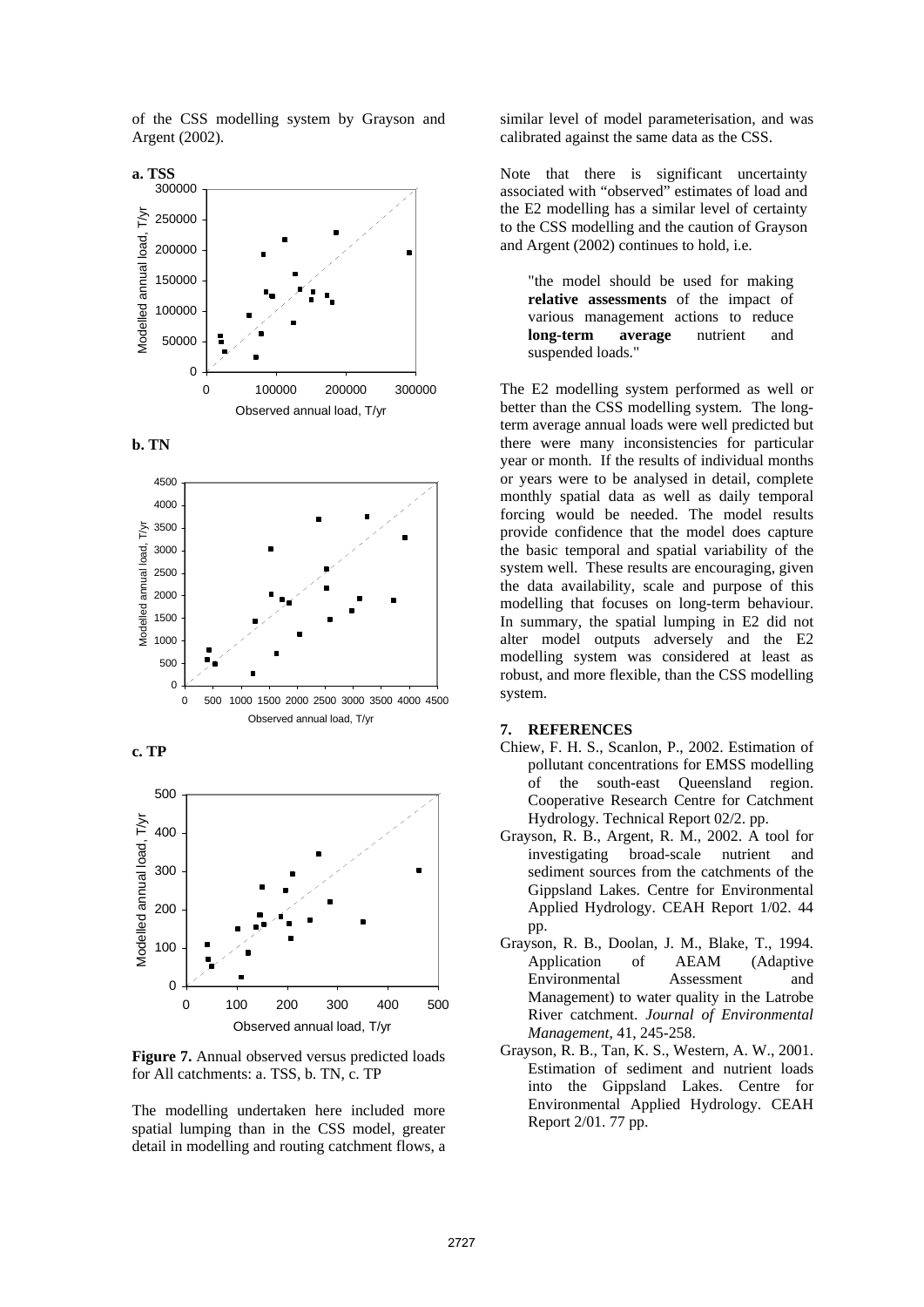of the CSS modelling system by Grayson and Argent (2002).

**a. TSS**

Modelled annual load, T/yr

300000
250000
200000
150000
100000
50000
0

0 100000 200000 300000

Observed annual load, T/yr

**b. TN**

Modelled annual load, T/yr

4500
4000
3500
3000
2500
2000
1500
1000
500
0

0 500 1000 1500 2000 2500 3000 3500 4000 4500

Observed annual load, T/yr

**c. TP**

Modelled annual load, T/yr

500
400
300
200
100
0

0 100 200 300 400 500

Observed annual load, T/yr

**Figure 7.** Annual observed versus predicted loads for All catchments: a. TSS, b. TN, c. TP

The modelling undertaken here included more spatial lumping than in the CSS model, greater detail in modelling and routing catchment flows, a similar level of model parameterisation, and was calibrated against the same data as the CSS.

Note that there is significant uncertainty associated with "observed" estimates of load and the E2 modelling has a similar level of certainty to the CSS modelling and the caution of Grayson and Argent (2002) continues to hold, i.e.

> "the model should be used for making **relative assessments** of the impact of various management actions to reduce **long-term average** nutrient and suspended loads."

The E2 modelling system performed as well or better than the CSS modelling system. The long-term average annual loads were well predicted but there were many inconsistencies for particular year or month. If the results of individual months or years were to be analysed in detail, complete monthly spatial data as well as daily temporal forcing would be needed. The model results provide confidence that the model does capture the basic temporal and spatial variability of the system well. These results are encouraging, given the data availability, scale and purpose of this modelling that focuses on long-term behaviour. In summary, the spatial lumping in E2 did not alter model outputs adversely and the E2 modelling system was considered at least as robust, and more flexible, than the CSS modelling system.

## 7. REFERENCES

Chiew, F. H. S., Scanlon, P., 2002. Estimation of pollutant concentrations for EMSS modelling of the south-east Queensland region. Cooperative Research Centre for Catchment Hydrology. Technical Report 02/2. pp.

Grayson, R. B., Argent, R. M., 2002. A tool for investigating broad-scale nutrient and sediment sources from the catchments of the Gippsland Lakes. Centre for Environmental Applied Hydrology. CEAH Report 1/02. 44 pp.

Grayson, R. B., Doolan, J. M., Blake, T., 1994. Application of AEAM (Adaptive Environmental Assessment and Management) to water quality in the Latrobe River catchment. *Journal of Environmental Management*, 41, 245-258.

Grayson, R. B., Tan, K. S., Western, A. W., 2001. Estimation of sediment and nutrient loads into the Gippsland Lakes. Centre for Environmental Applied Hydrology. CEAH Report 2/01. 77 pp.